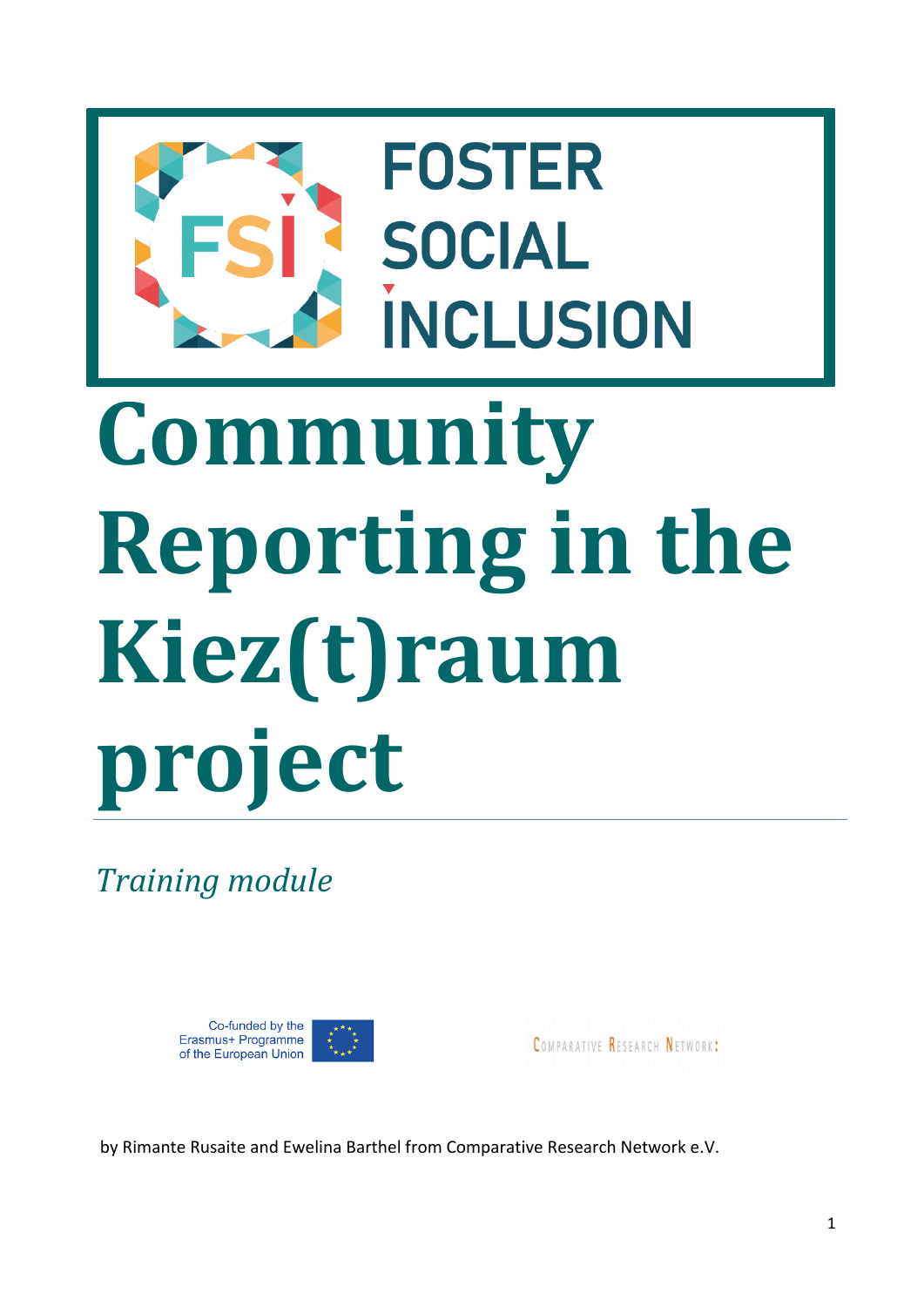FSI FOSTER SOCIAL INCLUSION

# Community Reporting in the Kiez(t)raum project

*Training module*

Co-funded by the Erasmus+ Programme of the European Union

COMPARATIVE RESEARCH NETWORK

by Rimante Rusaite and Ewelina Barthel from Comparative Research Network e.V.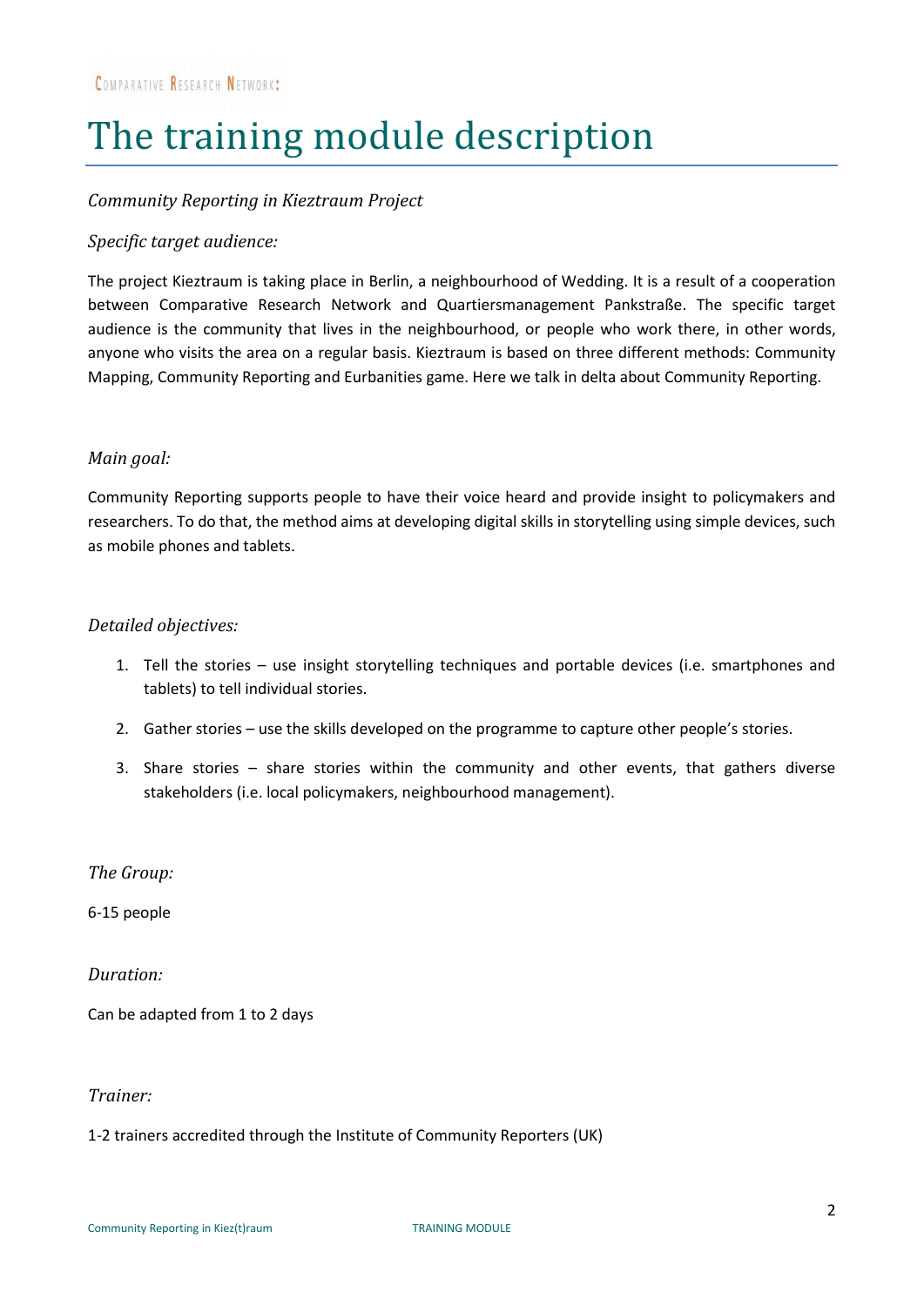# The training module description

*Community Reporting in Kieztraum Project*

*Specific target audience:*

The project Kieztraum is taking place in Berlin, a neighbourhood of Wedding. It is a result of a cooperation between Comparative Research Network and Quartiersmanagement Pankstraße. The specific target audience is the community that lives in the neighbourhood, or people who work there, in other words, anyone who visits the area on a regular basis. Kieztraum is based on three different methods: Community Mapping, Community Reporting and Eurbanities game. Here we talk in delta about Community Reporting.

*Main goal:*

Community Reporting supports people to have their voice heard and provide insight to policymakers and researchers. To do that, the method aims at developing digital skills in storytelling using simple devices, such as mobile phones and tablets.

*Detailed objectives:*

1. Tell the stories – use insight storytelling techniques and portable devices (i.e. smartphones and tablets) to tell individual stories.
2. Gather stories – use the skills developed on the programme to capture other people's stories.
3. Share stories – share stories within the community and other events, that gathers diverse stakeholders (i.e. local policymakers, neighbourhood management).

*The Group:*

6-15 people

*Duration:*

Can be adapted from 1 to 2 days

*Trainer:*

1-2 trainers accredited through the Institute of Community Reporters (UK)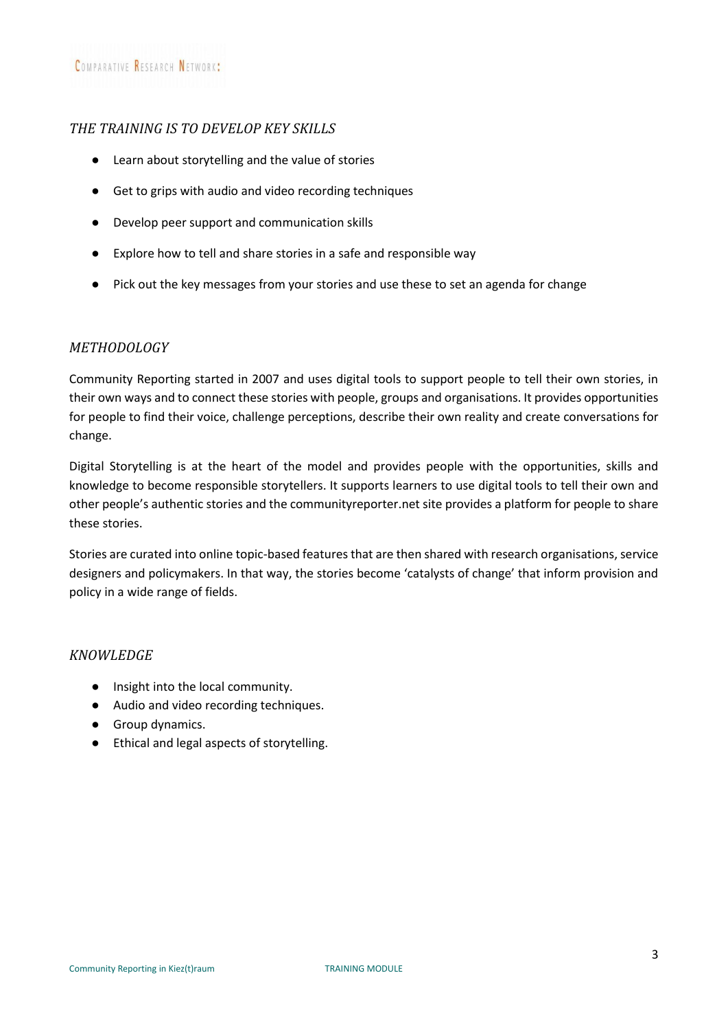### *THE TRAINING IS TO DEVELOP KEY SKILLS*

- Learn about storytelling and the value of stories
- Get to grips with audio and video recording techniques
- Develop peer support and communication skills
- Explore how to tell and share stories in a safe and responsible way
- Pick out the key messages from your stories and use these to set an agenda for change

### *METHODOLOGY*

Community Reporting started in 2007 and uses digital tools to support people to tell their own stories, in their own ways and to connect these stories with people, groups and organisations. It provides opportunities for people to find their voice, challenge perceptions, describe their own reality and create conversations for change.

Digital Storytelling is at the heart of the model and provides people with the opportunities, skills and knowledge to become responsible storytellers. It supports learners to use digital tools to tell their own and other people's authentic stories and the communityreporter.net site provides a platform for people to share these stories.

Stories are curated into online topic-based features that are then shared with research organisations, service designers and policymakers. In that way, the stories become 'catalysts of change' that inform provision and policy in a wide range of fields.

### *KNOWLEDGE*

- Insight into the local community.
- Audio and video recording techniques.
- Group dynamics.
- Ethical and legal aspects of storytelling.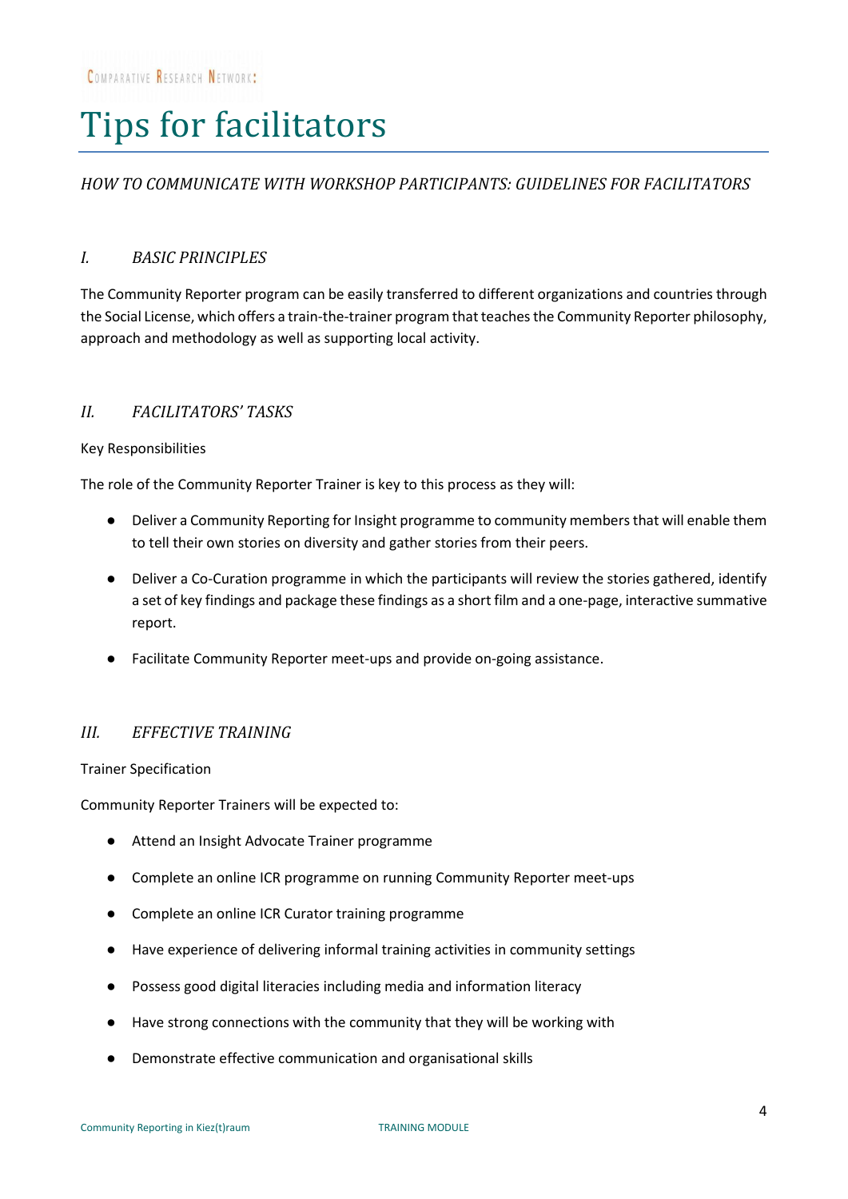# Tips for facilitators

*HOW TO COMMUNICATE WITH WORKSHOP PARTICIPANTS: GUIDELINES FOR FACILITATORS*

## *I. BASIC PRINCIPLES*

The Community Reporter program can be easily transferred to different organizations and countries through the Social License, which offers a train-the-trainer program that teaches the Community Reporter philosophy, approach and methodology as well as supporting local activity.

## *II. FACILITATORS' TASKS*

Key Responsibilities

The role of the Community Reporter Trainer is key to this process as they will:

- Deliver a Community Reporting for Insight programme to community members that will enable them to tell their own stories on diversity and gather stories from their peers.
- Deliver a Co-Curation programme in which the participants will review the stories gathered, identify a set of key findings and package these findings as a short film and a one-page, interactive summative report.
- Facilitate Community Reporter meet-ups and provide on-going assistance.

## *III. EFFECTIVE TRAINING*

Trainer Specification

Community Reporter Trainers will be expected to:

- Attend an Insight Advocate Trainer programme
- Complete an online ICR programme on running Community Reporter meet-ups
- Complete an online ICR Curator training programme
- Have experience of delivering informal training activities in community settings
- Possess good digital literacies including media and information literacy
- Have strong connections with the community that they will be working with
- Demonstrate effective communication and organisational skills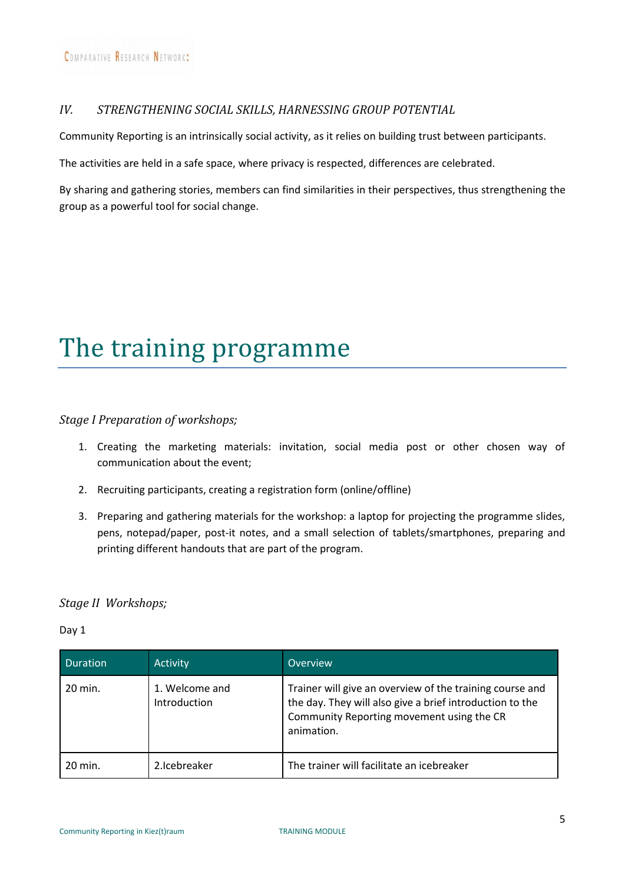### IV. *STRENGTHENING SOCIAL SKILLS, HARNESSING GROUP POTENTIAL*

Community Reporting is an intrinsically social activity, as it relies on building trust between participants.

The activities are held in a safe space, where privacy is respected, differences are celebrated.

By sharing and gathering stories, members can find similarities in their perspectives, thus strengthening the group as a powerful tool for social change.

# The training programme

### *Stage I Preparation of workshops;*

1. Creating the marketing materials: invitation, social media post or other chosen way of communication about the event;
2. Recruiting participants, creating a registration form (online/offline)
3. Preparing and gathering materials for the workshop: a laptop for projecting the programme slides, pens, notepad/paper, post-it notes, and a small selection of tablets/smartphones, preparing and printing different handouts that are part of the program.

### *Stage II Workshops;*

Day 1

| Duration | Activity | Overview |
|---|---|---|
| 20 min. | 1. Welcome and Introduction | Trainer will give an overview of the training course and the day. They will also give a brief introduction to the Community Reporting movement using the CR animation. |
| 20 min. | 2.Icebreaker | The trainer will facilitate an icebreaker |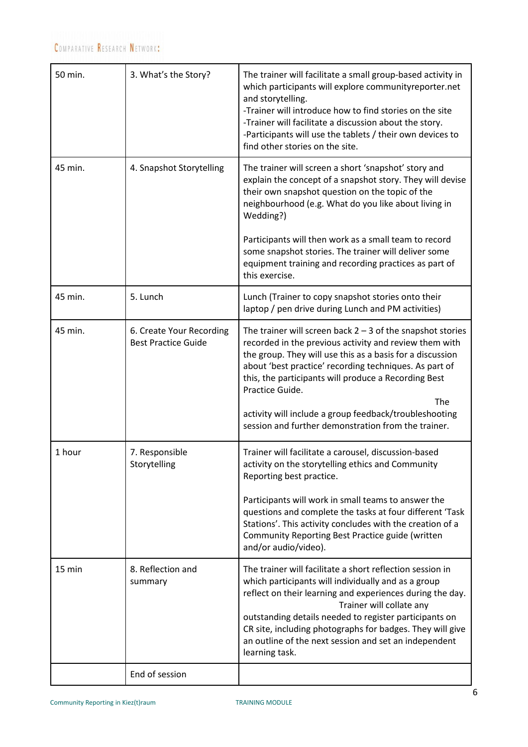| | | |
|---|---|---|
| 50 min. | 3. What's the Story? | The trainer will facilitate a small group-based activity in which participants will explore communityreporter.net and storytelling.<br>-Trainer will introduce how to find stories on the site<br>-Trainer will facilitate a discussion about the story.<br>-Participants will use the tablets / their own devices to find other stories on the site. |
| 45 min. | 4. Snapshot Storytelling | The trainer will screen a short 'snapshot' story and explain the concept of a snapshot story. They will devise their own snapshot question on the topic of the neighbourhood (e.g. What do you like about living in Wedding?)<br><br>Participants will then work as a small team to record some snapshot stories. The trainer will deliver some equipment training and recording practices as part of this exercise. |
| 45 min. | 5. Lunch | Lunch (Trainer to copy snapshot stories onto their laptop / pen drive during Lunch and PM activities) |
| 45 min. | 6. Create Your Recording Best Practice Guide | The trainer will screen back 2 – 3 of the snapshot stories recorded in the previous activity and review them with the group. They will use this as a basis for a discussion about 'best practice' recording techniques. As part of this, the participants will produce a Recording Best Practice Guide.<br>The activity will include a group feedback/troubleshooting session and further demonstration from the trainer. |
| 1 hour | 7. Responsible Storytelling | Trainer will facilitate a carousel, discussion-based activity on the storytelling ethics and Community Reporting best practice.<br><br>Participants will work in small teams to answer the questions and complete the tasks at four different 'Task Stations'. This activity concludes with the creation of a Community Reporting Best Practice guide (written and/or audio/video). |
| 15 min | 8. Reflection and summary | The trainer will facilitate a short reflection session in which participants will individually and as a group reflect on their learning and experiences during the day.<br>Trainer will collate any outstanding details needed to register participants on CR site, including photographs for badges. They will give an outline of the next session and set an independent learning task. |
| | End of session | |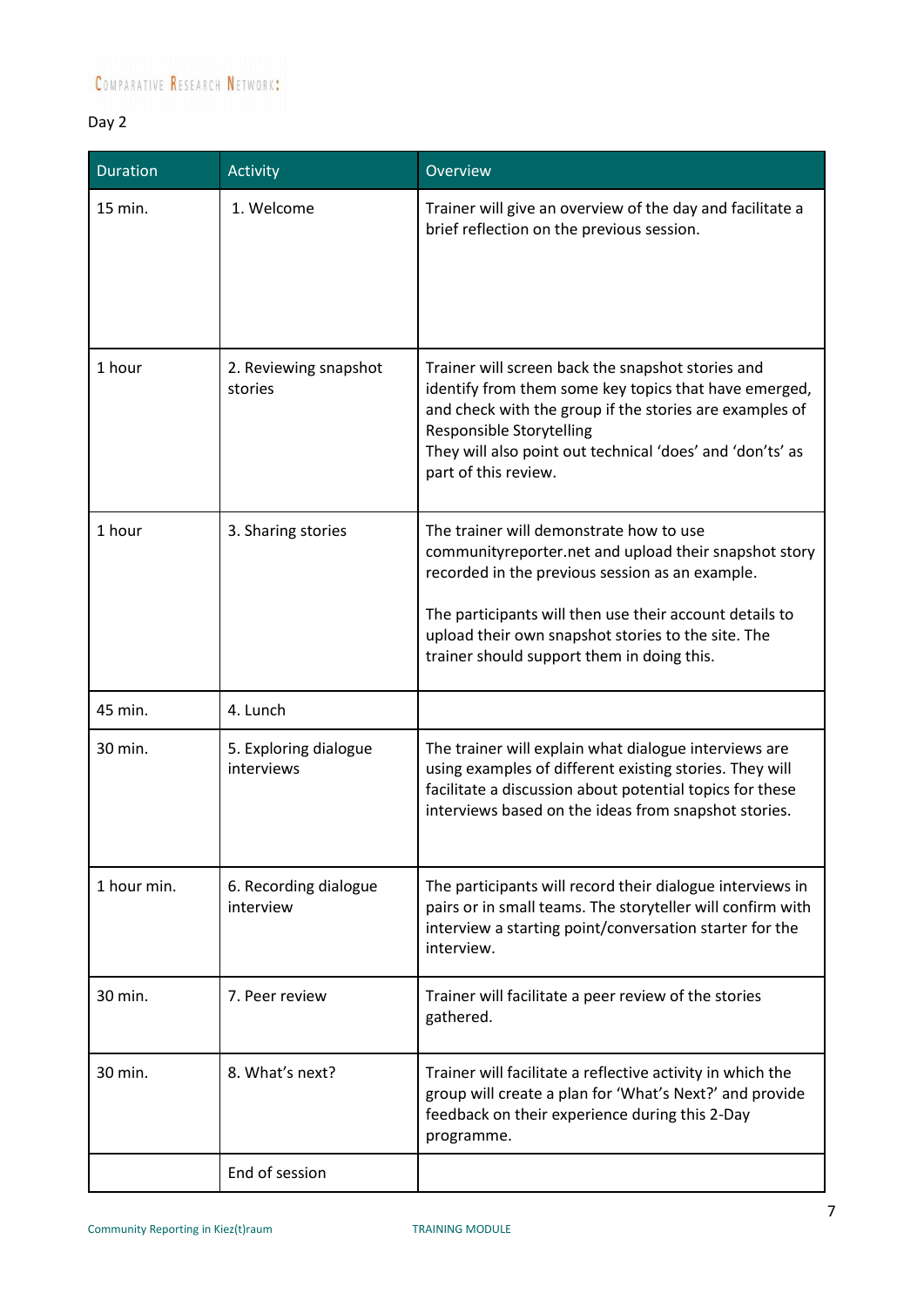Day 2

| Duration | Activity | Overview |
|---|---|---|
| 15 min. | 1. Welcome | Trainer will give an overview of the day and facilitate a brief reflection on the previous session. |
| 1 hour | 2. Reviewing snapshot stories | Trainer will screen back the snapshot stories and identify from them some key topics that have emerged, and check with the group if the stories are examples of Responsible Storytelling<br>They will also point out technical 'does' and 'don'ts' as part of this review. |
| 1 hour | 3. Sharing stories | The trainer will demonstrate how to use communityreporter.net and upload their snapshot story recorded in the previous session as an example.<br><br>The participants will then use their account details to upload their own snapshot stories to the site. The trainer should support them in doing this. |
| 45 min. | 4. Lunch | |
| 30 min. | 5. Exploring dialogue interviews | The trainer will explain what dialogue interviews are using examples of different existing stories. They will facilitate a discussion about potential topics for these interviews based on the ideas from snapshot stories. |
| 1 hour min. | 6. Recording dialogue interview | The participants will record their dialogue interviews in pairs or in small teams. The storyteller will confirm with interview a starting point/conversation starter for the interview. |
| 30 min. | 7. Peer review | Trainer will facilitate a peer review of the stories gathered. |
| 30 min. | 8. What's next? | Trainer will facilitate a reflective activity in which the group will create a plan for 'What's Next?' and provide feedback on their experience during this 2-Day programme. |
| | End of session | |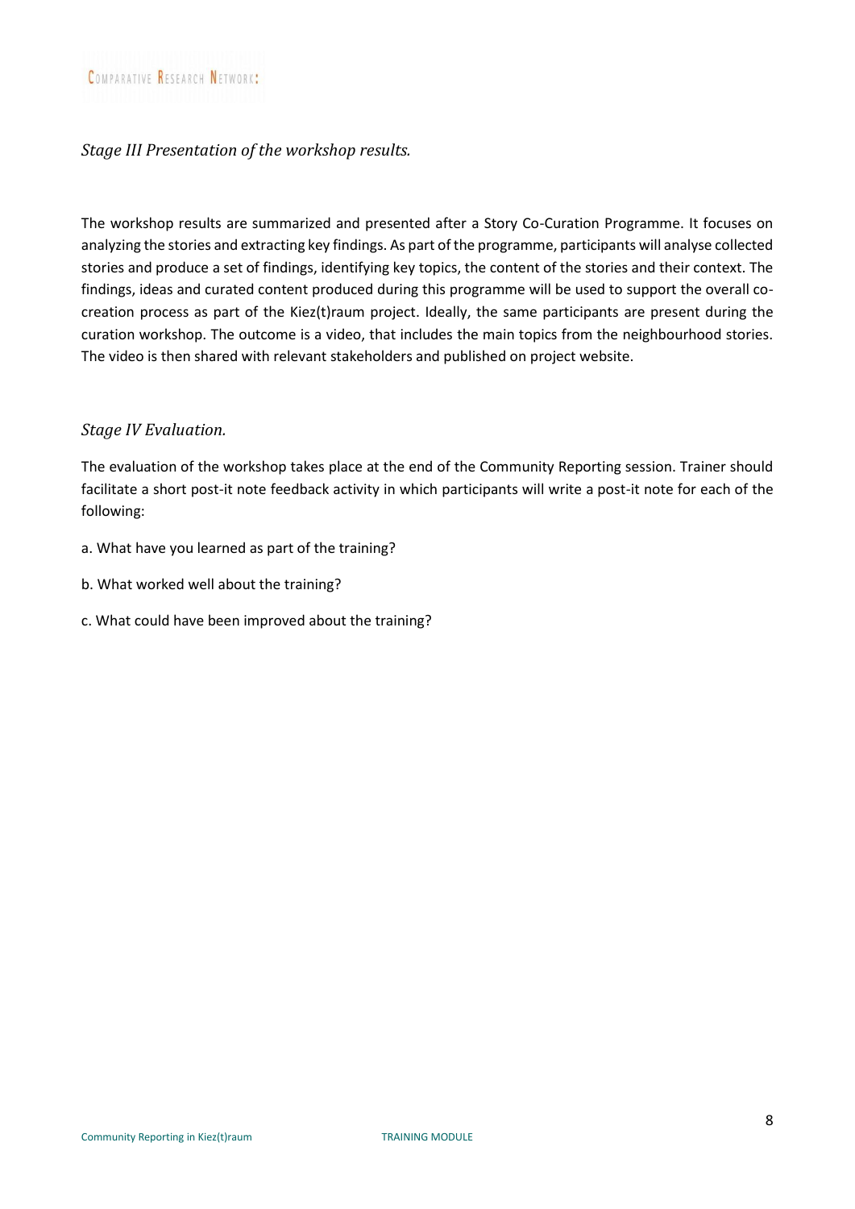### *Stage III Presentation of the workshop results.*

The workshop results are summarized and presented after a Story Co-Curation Programme. It focuses on analyzing the stories and extracting key findings. As part of the programme, participants will analyse collected stories and produce a set of findings, identifying key topics, the content of the stories and their context. The findings, ideas and curated content produced during this programme will be used to support the overall co-creation process as part of the Kiez(t)raum project. Ideally, the same participants are present during the curation workshop. The outcome is a video, that includes the main topics from the neighbourhood stories. The video is then shared with relevant stakeholders and published on project website.

### *Stage IV Evaluation.*

The evaluation of the workshop takes place at the end of the Community Reporting session. Trainer should facilitate a short post-it note feedback activity in which participants will write a post-it note for each of the following:

a. What have you learned as part of the training?

b. What worked well about the training?

c. What could have been improved about the training?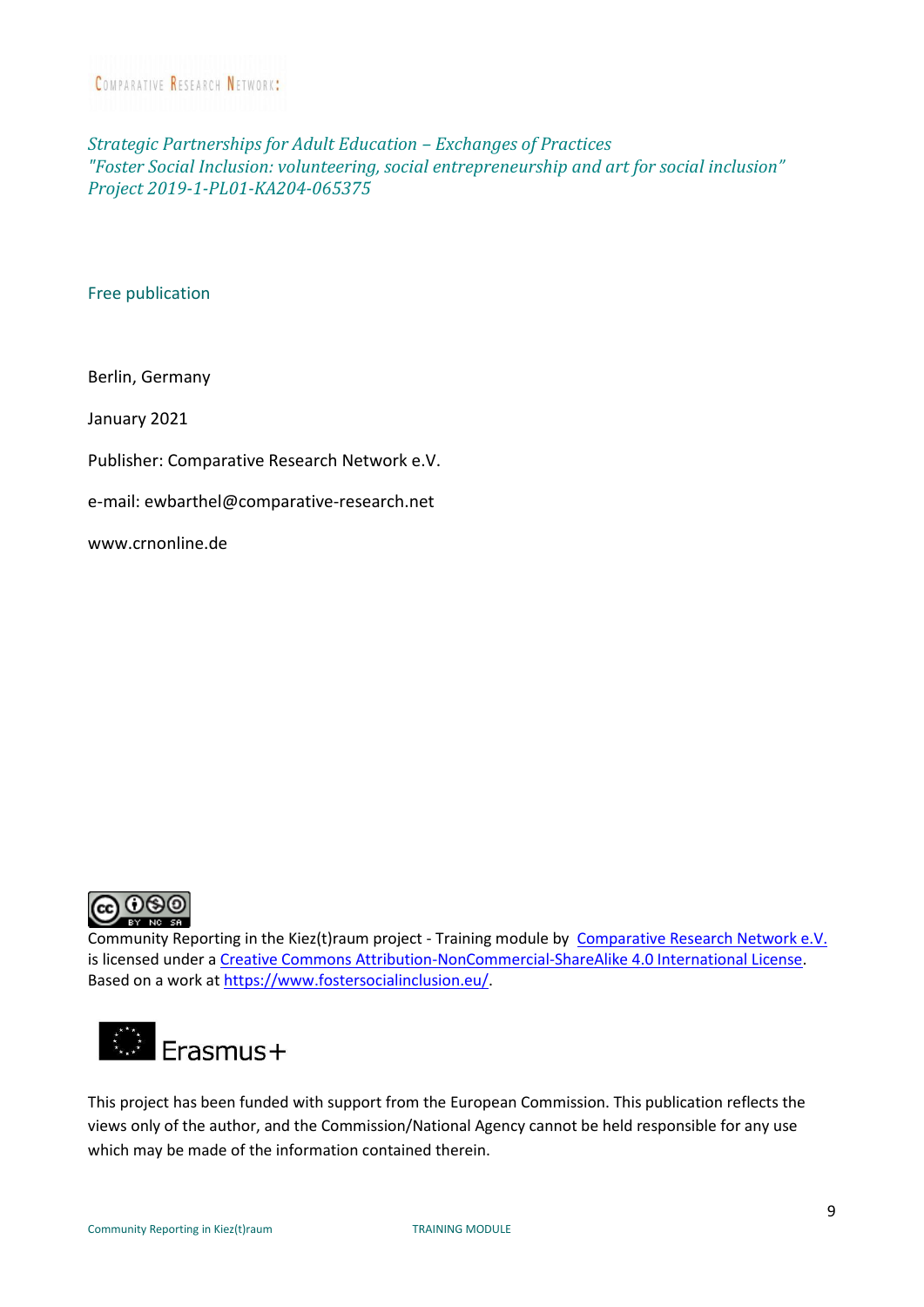COMPARATIVE RESEARCH NETWORK:

*Strategic Partnerships for Adult Education – Exchanges of Practices*
*"Foster Social Inclusion: volunteering, social entrepreneurship and art for social inclusion"*
*Project 2019-1-PL01-KA204-065375*

Free publication

Berlin, Germany

January 2021

Publisher: Comparative Research Network e.V.

e-mail: ewbarthel@comparative-research.net

www.crnonline.de

Community Reporting in the Kiez(t)raum project - Training module by Comparative Research Network e.V. is licensed under a Creative Commons Attribution-NonCommercial-ShareAlike 4.0 International License. Based on a work at https://www.fostersocialinclusion.eu/.

Erasmus+

This project has been funded with support from the European Commission. This publication reflects the views only of the author, and the Commission/National Agency cannot be held responsible for any use which may be made of the information contained therein.